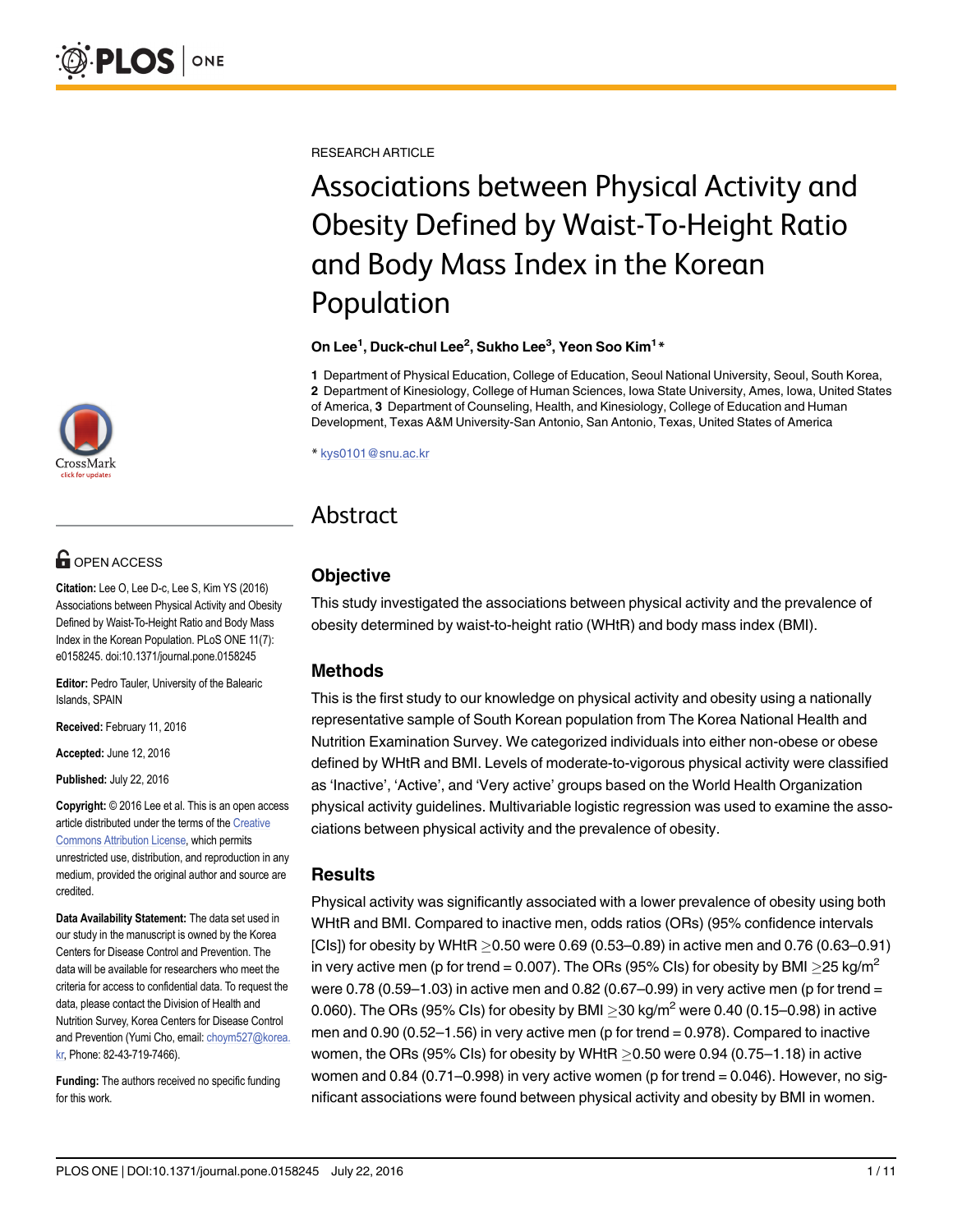RESEARCH ARTICLE

# Associations between Physical Activity and Obesity Defined by Waist-To-Height Ratio and Body Mass Index in the Korean Population

**On Lee[1], Duck-chul Lee[2], Sukho Lee[3], Yeon Soo Kim[1]***

**1** Department of Physical Education, College of Education, Seoul National University, Seoul, South Korea, **2** Department of Kinesiology, College of Human Sciences, Iowa State University, Ames, Iowa, United States of America, **3** Department of Counseling, Health, and Kinesiology, College of Education and Human Development, Texas A&M University-San Antonio, San Antonio, Texas, United States of America

* kys0101@snu.ac.kr

OPEN ACCESS

**Citation:** Lee O, Lee D-c, Lee S, Kim YS (2016) Associations between Physical Activity and Obesity Defined by Waist-To-Height Ratio and Body Mass Index in the Korean Population. PLoS ONE 11(7): e0158245. doi:10.1371/journal.pone.0158245

**Editor:** Pedro Tauler, University of the Balearic Islands, SPAIN

**Received:** February 11, 2016

**Accepted:** June 12, 2016

**Published:** July 22, 2016

**Copyright:** © 2016 Lee et al. This is an open access article distributed under the terms of the Creative Commons Attribution License, which permits unrestricted use, distribution, and reproduction in any medium, provided the original author and source are credited.

**Data Availability Statement:** The data set used in our study in the manuscript is owned by the Korea Centers for Disease Control and Prevention. The data will be available for researchers who meet the criteria for access to confidential data. To request the data, please contact the Division of Health and Nutrition Survey, Korea Centers for Disease Control and Prevention (Yumi Cho, email: choym527@korea.kr, Phone: 82-43-719-7466).

**Funding:** The authors received no specific funding for this work.

## Abstract

### Objective

This study investigated the associations between physical activity and the prevalence of obesity determined by waist-to-height ratio (WHtR) and body mass index (BMI).

### Methods

This is the first study to our knowledge on physical activity and obesity using a nationally representative sample of South Korean population from The Korea National Health and Nutrition Examination Survey. We categorized individuals into either non-obese or obese defined by WHtR and BMI. Levels of moderate-to-vigorous physical activity were classified as 'Inactive', 'Active', and 'Very active' groups based on the World Health Organization physical activity guidelines. Multivariable logistic regression was used to examine the associations between physical activity and the prevalence of obesity.

### Results

Physical activity was significantly associated with a lower prevalence of obesity using both WHtR and BMI. Compared to inactive men, odds ratios (ORs) (95% confidence intervals [CIs]) for obesity by WHtR $\geq$0.50 were 0.69 (0.53–0.89) in active men and 0.76 (0.63–0.91) in very active men (p for trend = 0.007). The ORs (95% CIs) for obesity by BMI $\geq$25 kg/m$^2$ were 0.78 (0.59–1.03) in active men and 0.82 (0.67–0.99) in very active men (p for trend = 0.060). The ORs (95% CIs) for obesity by BMI $\geq$30 kg/m$^2$ were 0.40 (0.15–0.98) in active men and 0.90 (0.52–1.56) in very active men (p for trend = 0.978). Compared to inactive women, the ORs (95% CIs) for obesity by WHtR $\geq$0.50 were 0.94 (0.75–1.18) in active women and 0.84 (0.71–0.998) in very active women (p for trend = 0.046). However, no significant associations were found between physical activity and obesity by BMI in women.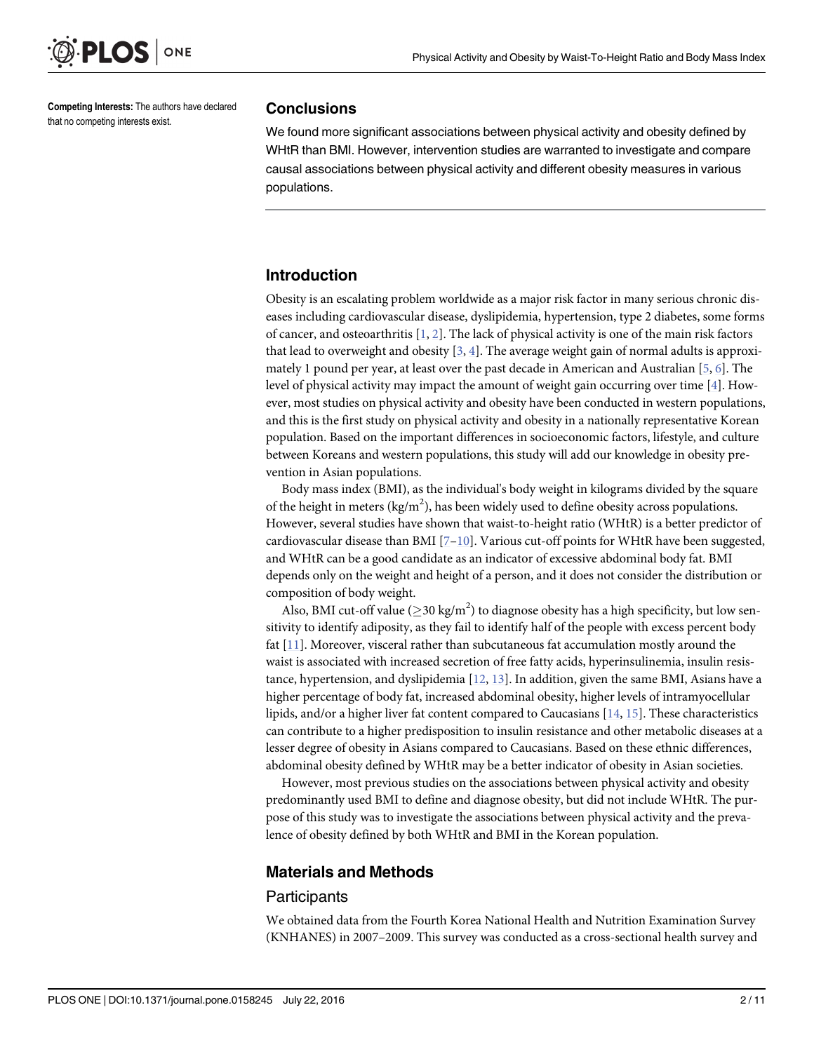**Competing Interests:** The authors have declared that no competing interests exist.

## Conclusions

We found more significant associations between physical activity and obesity defined by WHtR than BMI. However, intervention studies are warranted to investigate and compare causal associations between physical activity and different obesity measures in various populations.

## Introduction

Obesity is an escalating problem worldwide as a major risk factor in many serious chronic diseases including cardiovascular disease, dyslipidemia, hypertension, type 2 diabetes, some forms of cancer, and osteoarthritis [1, 2]. The lack of physical activity is one of the main risk factors that lead to overweight and obesity [3, 4]. The average weight gain of normal adults is approximately 1 pound per year, at least over the past decade in American and Australian [5, 6]. The level of physical activity may impact the amount of weight gain occurring over time [4]. However, most studies on physical activity and obesity have been conducted in western populations, and this is the first study on physical activity and obesity in a nationally representative Korean population. Based on the important differences in socioeconomic factors, lifestyle, and culture between Koreans and western populations, this study will add our knowledge in obesity prevention in Asian populations.

Body mass index (BMI), as the individual's body weight in kilograms divided by the square of the height in meters ($kg/m^2$), has been widely used to define obesity across populations. However, several studies have shown that waist-to-height ratio (WHtR) is a better predictor of cardiovascular disease than BMI [7–10]. Various cut-off points for WHtR have been suggested, and WHtR can be a good candidate as an indicator of excessive abdominal body fat. BMI depends only on the weight and height of a person, and it does not consider the distribution or composition of body weight.

Also, BMI cut-off value ($\geq$30 $kg/m^2$) to diagnose obesity has a high specificity, but low sensitivity to identify adiposity, as they fail to identify half of the people with excess percent body fat [11]. Moreover, visceral rather than subcutaneous fat accumulation mostly around the waist is associated with increased secretion of free fatty acids, hyperinsulinemia, insulin resistance, hypertension, and dyslipidemia [12, 13]. In addition, given the same BMI, Asians have a higher percentage of body fat, increased abdominal obesity, higher levels of intramyocellular lipids, and/or a higher liver fat content compared to Caucasians [14, 15]. These characteristics can contribute to a higher predisposition to insulin resistance and other metabolic diseases at a lesser degree of obesity in Asians compared to Caucasians. Based on these ethnic differences, abdominal obesity defined by WHtR may be a better indicator of obesity in Asian societies.

However, most previous studies on the associations between physical activity and obesity predominantly used BMI to define and diagnose obesity, but did not include WHtR. The purpose of this study was to investigate the associations between physical activity and the prevalence of obesity defined by both WHtR and BMI in the Korean population.

## Materials and Methods

### Participants

We obtained data from the Fourth Korea National Health and Nutrition Examination Survey (KNHANES) in 2007–2009. This survey was conducted as a cross-sectional health survey and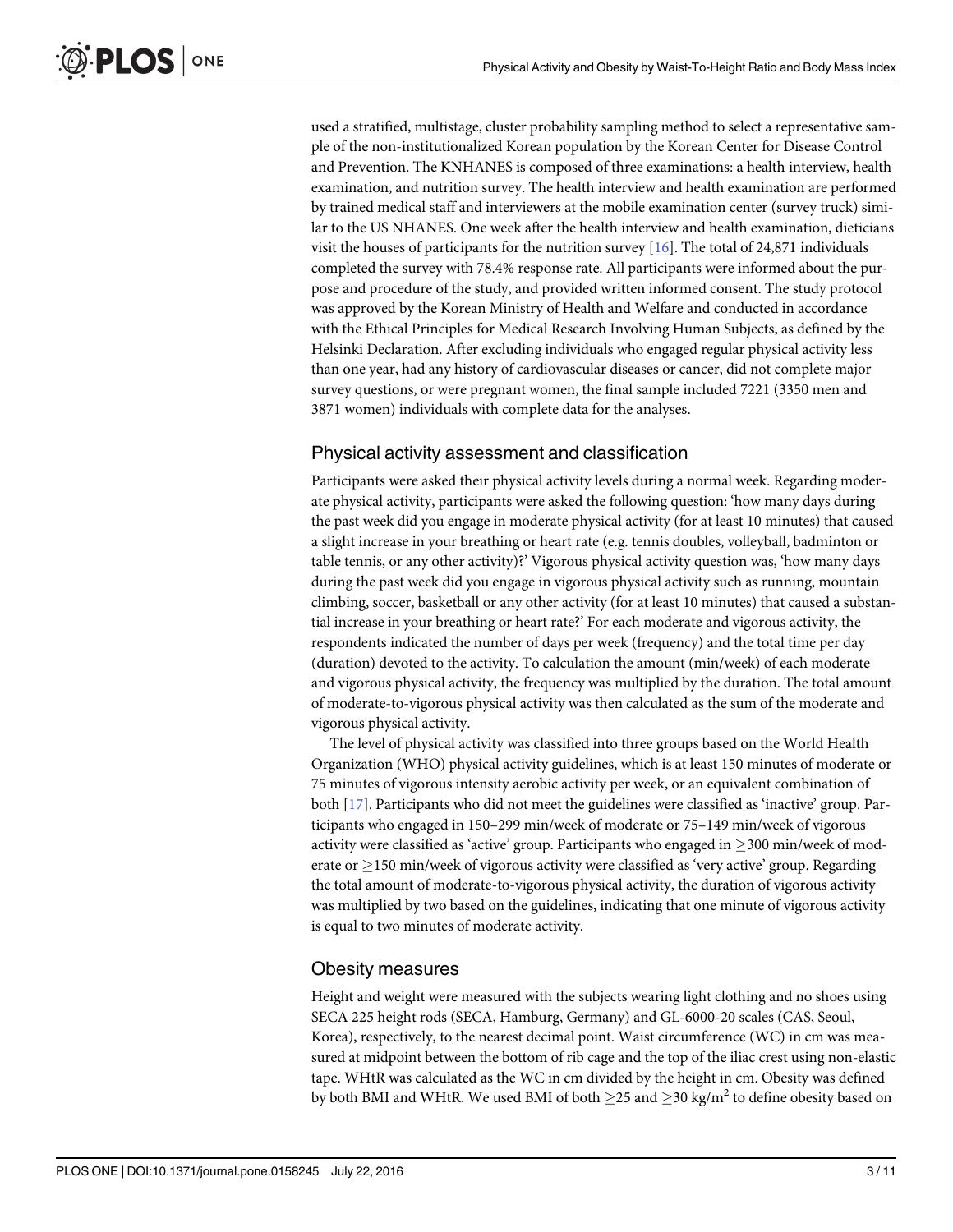used a stratified, multistage, cluster probability sampling method to select a representative sample of the non-institutionalized Korean population by the Korean Center for Disease Control and Prevention. The KNHANES is composed of three examinations: a health interview, health examination, and nutrition survey. The health interview and health examination are performed by trained medical staff and interviewers at the mobile examination center (survey truck) similar to the US NHANES. One week after the health interview and health examination, dieticians visit the houses of participants for the nutrition survey [16]. The total of 24,871 individuals completed the survey with 78.4% response rate. All participants were informed about the purpose and procedure of the study, and provided written informed consent. The study protocol was approved by the Korean Ministry of Health and Welfare and conducted in accordance with the Ethical Principles for Medical Research Involving Human Subjects, as defined by the Helsinki Declaration. After excluding individuals who engaged regular physical activity less than one year, had any history of cardiovascular diseases or cancer, did not complete major survey questions, or were pregnant women, the final sample included 7221 (3350 men and 3871 women) individuals with complete data for the analyses.

## Physical activity assessment and classification

Participants were asked their physical activity levels during a normal week. Regarding moderate physical activity, participants were asked the following question: 'how many days during the past week did you engage in moderate physical activity (for at least 10 minutes) that caused a slight increase in your breathing or heart rate (e.g. tennis doubles, volleyball, badminton or table tennis, or any other activity)?' Vigorous physical activity question was, 'how many days during the past week did you engage in vigorous physical activity such as running, mountain climbing, soccer, basketball or any other activity (for at least 10 minutes) that caused a substantial increase in your breathing or heart rate?' For each moderate and vigorous activity, the respondents indicated the number of days per week (frequency) and the total time per day (duration) devoted to the activity. To calculation the amount (min/week) of each moderate and vigorous physical activity, the frequency was multiplied by the duration. The total amount of moderate-to-vigorous physical activity was then calculated as the sum of the moderate and vigorous physical activity.

The level of physical activity was classified into three groups based on the World Health Organization (WHO) physical activity guidelines, which is at least 150 minutes of moderate or 75 minutes of vigorous intensity aerobic activity per week, or an equivalent combination of both [17]. Participants who did not meet the guidelines were classified as 'inactive' group. Participants who engaged in 150–299 min/week of moderate or 75–149 min/week of vigorous activity were classified as 'active' group. Participants who engaged in $\geq$300 min/week of moderate or $\geq$150 min/week of vigorous activity were classified as 'very active' group. Regarding the total amount of moderate-to-vigorous physical activity, the duration of vigorous activity was multiplied by two based on the guidelines, indicating that one minute of vigorous activity is equal to two minutes of moderate activity.

## Obesity measures

Height and weight were measured with the subjects wearing light clothing and no shoes using SECA 225 height rods (SECA, Hamburg, Germany) and GL-6000-20 scales (CAS, Seoul, Korea), respectively, to the nearest decimal point. Waist circumference (WC) in cm was measured at midpoint between the bottom of rib cage and the top of the iliac crest using non-elastic tape. WHtR was calculated as the WC in cm divided by the height in cm. Obesity was defined by both BMI and WHtR. We used BMI of both $\geq$25 and $\geq$30 kg/m$^2$ to define obesity based on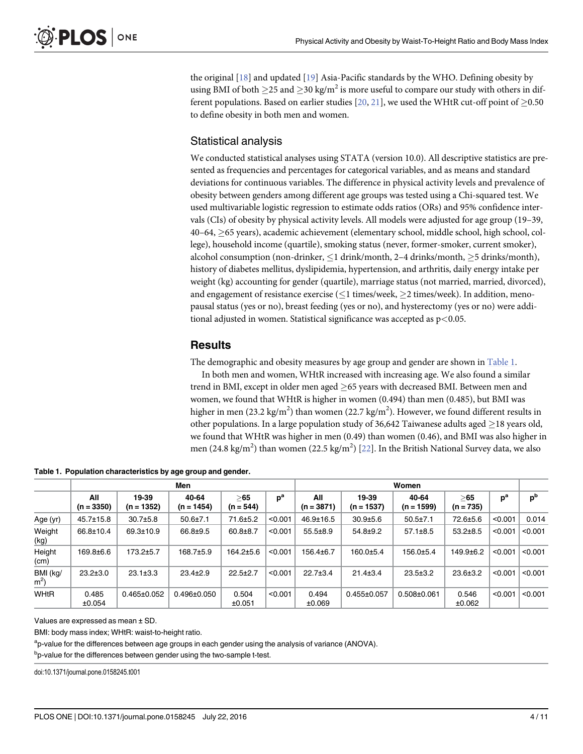the original [18] and updated [19] Asia-Pacific standards by the WHO. Defining obesity by using BMI of both ≥25 and ≥30 kg/m$^2$ is more useful to compare our study with others in different populations. Based on earlier studies [20, 21], we used the WHtR cut-off point of ≥0.50 to define obesity in both men and women.

## Statistical analysis

We conducted statistical analyses using STATA (version 10.0). All descriptive statistics are presented as frequencies and percentages for categorical variables, and as means and standard deviations for continuous variables. The difference in physical activity levels and prevalence of obesity between genders among different age groups was tested using a Chi-squared test. We used multivariable logistic regression to estimate odds ratios (ORs) and 95% confidence intervals (CIs) of obesity by physical activity levels. All models were adjusted for age group (19–39, 40–64, ≥65 years), academic achievement (elementary school, middle school, high school, college), household income (quartile), smoking status (never, former-smoker, current smoker), alcohol consumption (non-drinker, ≤1 drink/month, 2–4 drinks/month, ≥5 drinks/month), history of diabetes mellitus, dyslipidemia, hypertension, and arthritis, daily energy intake per weight (kg) accounting for gender (quartile), marriage status (not married, married, divorced), and engagement of resistance exercise (≤1 times/week, ≥2 times/week). In addition, menopausal status (yes or no), breast feeding (yes or no), and hysterectomy (yes or no) were additional adjusted in women. Statistical significance was accepted as $p<0.05$.

## Results

The demographic and obesity measures by age group and gender are shown in Table 1.

In both men and women, WHtR increased with increasing age. We also found a similar trend in BMI, except in older men aged ≥65 years with decreased BMI. Between men and women, we found that WHtR is higher in women (0.494) than men (0.485), but BMI was higher in men (23.2 kg/m$^2$) than women (22.7 kg/m$^2$). However, we found different results in other populations. In a large population study of 36,642 Taiwanese adults aged ≥18 years old, we found that WHtR was higher in men (0.49) than women (0.46), and BMI was also higher in men (24.8 kg/m$^2$) than women (22.5 kg/m$^2$) [22]. In the British National Survey data, we also

**Table 1. Population characteristics by age group and gender.**

| | Men | | | | | Women | | | | | |
|---|---|---|---|---|---|---|---|---|---|---|---|
| | All (n = 3350) | 19-39 (n = 1352) | 40-64 (n = 1454) | ≥65 (n = 544) | p[a] | All (n = 3871) | 19-39 (n = 1537) | 40-64 (n = 1599) | ≥65 (n = 735) | p[a] | p[b] |
| Age (yr) | 45.7±15.8 | 30.7±5.8 | 50.6±7.1 | 71.6±5.2 | <0.001 | 46.9±16.5 | 30.9±5.6 | 50.5±7.1 | 72.6±5.6 | <0.001 | 0.014 |
| Weight (kg) | 66.8±10.4 | 69.3±10.9 | 66.8±9.5 | 60.8±8.7 | <0.001 | 55.5±8.9 | 54.8±9.2 | 57.1±8.5 | 53.2±8.5 | <0.001 | <0.001 |
| Height (cm) | 169.8±6.6 | 173.2±5.7 | 168.7±5.9 | 164.2±5.6 | <0.001 | 156.4±6.7 | 160.0±5.4 | 156.0±5.4 | 149.9±6.2 | <0.001 | <0.001 |
| BMI (kg/m$^2$) | 23.2±3.0 | 23.1±3.3 | 23.4±2.9 | 22.5±2.7 | <0.001 | 22.7±3.4 | 21.4±3.4 | 23.5±3.2 | 23.6±3.2 | <0.001 | <0.001 |
| WHtR | 0.485 ±0.054 | 0.465±0.052 | 0.496±0.050 | 0.504 ±0.051 | <0.001 | 0.494 ±0.069 | 0.455±0.057 | 0.508±0.061 | 0.546 ±0.062 | <0.001 | <0.001 |

Values are expressed as mean ± SD.

BMI: body mass index; WHtR: waist-to-height ratio.

[a]p-value for the differences between age groups in each gender using the analysis of variance (ANOVA).

[b]p-value for the differences between gender using the two-sample t-test.

doi:10.1371/journal.pone.0158245.t001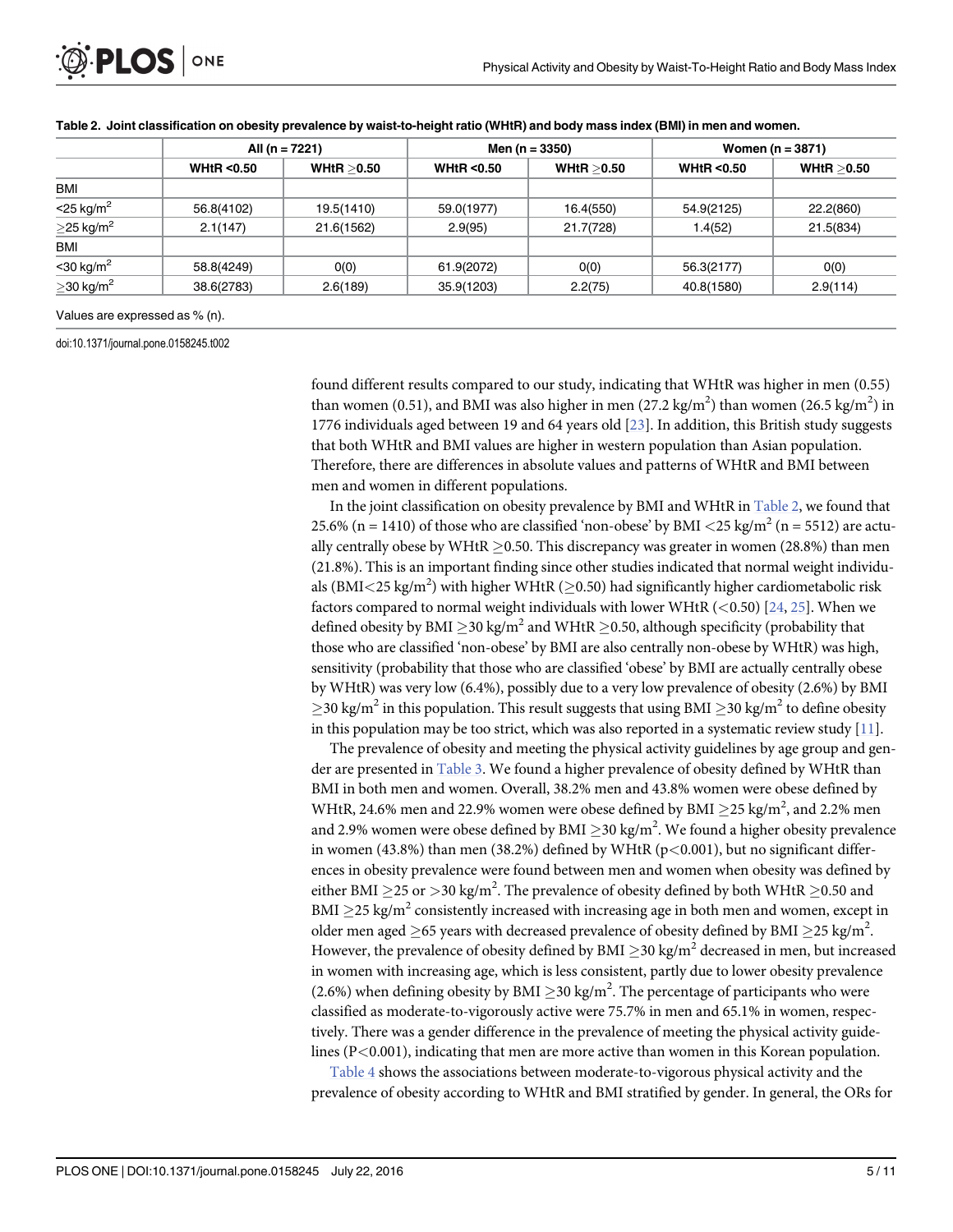**Table 2. Joint classification on obesity prevalence by waist-to-height ratio (WHtR) and body mass index (BMI) in men and women.**

| | All (n = 7221) | | Men (n = 3350) | | Women (n = 3871) | |
|---|---|---|---|---|---|---|
| | WHtR <0.50 | WHtR ≥0.50 | WHtR <0.50 | WHtR ≥0.50 | WHtR <0.50 | WHtR ≥0.50 |
| BMI | | | | | | |
| <25 kg/m$^2$ | 56.8(4102) | 19.5(1410) | 59.0(1977) | 16.4(550) | 54.9(2125) | 22.2(860) |
| ≥25 kg/m$^2$ | 2.1(147) | 21.6(1562) | 2.9(95) | 21.7(728) | 1.4(52) | 21.5(834) |
| BMI | | | | | | |
| <30 kg/m$^2$ | 58.8(4249) | 0(0) | 61.9(2072) | 0(0) | 56.3(2177) | 0(0) |
| ≥30 kg/m$^2$ | 38.6(2783) | 2.6(189) | 35.9(1203) | 2.2(75) | 40.8(1580) | 2.9(114) |

Values are expressed as % (n).

doi:10.1371/journal.pone.0158245.t002

found different results compared to our study, indicating that WHtR was higher in men (0.55) than women (0.51), and BMI was also higher in men (27.2 kg/m$^2$) than women (26.5 kg/m$^2$) in 1776 individuals aged between 19 and 64 years old [23]. In addition, this British study suggests that both WHtR and BMI values are higher in western population than Asian population. Therefore, there are differences in absolute values and patterns of WHtR and BMI between men and women in different populations.

In the joint classification on obesity prevalence by BMI and WHtR in Table 2, we found that 25.6% (n = 1410) of those who are classified 'non-obese' by BMI <25 kg/m$^2$ (n = 5512) are actually centrally obese by WHtR ≥0.50. This discrepancy was greater in women (28.8%) than men (21.8%). This is an important finding since other studies indicated that normal weight individuals (BMI<25 kg/m$^2$) with higher WHtR (≥0.50) had significantly higher cardiometabolic risk factors compared to normal weight individuals with lower WHtR (<0.50) [24, 25]. When we defined obesity by BMI ≥30 kg/m$^2$ and WHtR ≥0.50, although specificity (probability that those who are classified 'non-obese' by BMI are also centrally non-obese by WHtR) was high, sensitivity (probability that those who are classified 'obese' by BMI are actually centrally obese by WHtR) was very low (6.4%), possibly due to a very low prevalence of obesity (2.6%) by BMI ≥30 kg/m$^2$ in this population. This result suggests that using BMI ≥30 kg/m$^2$ to define obesity in this population may be too strict, which was also reported in a systematic review study [11].

The prevalence of obesity and meeting the physical activity guidelines by age group and gender are presented in Table 3. We found a higher prevalence of obesity defined by WHtR than BMI in both men and women. Overall, 38.2% men and 43.8% women were obese defined by WHtR, 24.6% men and 22.9% women were obese defined by BMI ≥25 kg/m$^2$, and 2.2% men and 2.9% women were obese defined by BMI ≥30 kg/m$^2$. We found a higher obesity prevalence in women (43.8%) than men (38.2%) defined by WHtR (p<0.001), but no significant differences in obesity prevalence were found between men and women when obesity was defined by either BMI ≥25 or >30 kg/m$^2$. The prevalence of obesity defined by both WHtR ≥0.50 and BMI ≥25 kg/m$^2$ consistently increased with increasing age in both men and women, except in older men aged ≥65 years with decreased prevalence of obesity defined by BMI ≥25 kg/m$^2$. However, the prevalence of obesity defined by BMI ≥30 kg/m$^2$ decreased in men, but increased in women with increasing age, which is less consistent, partly due to lower obesity prevalence (2.6%) when defining obesity by BMI ≥30 kg/m$^2$. The percentage of participants who were classified as moderate-to-vigorously active were 75.7% in men and 65.1% in women, respectively. There was a gender difference in the prevalence of meeting the physical activity guidelines (P<0.001), indicating that men are more active than women in this Korean population.

Table 4 shows the associations between moderate-to-vigorous physical activity and the prevalence of obesity according to WHtR and BMI stratified by gender. In general, the ORs for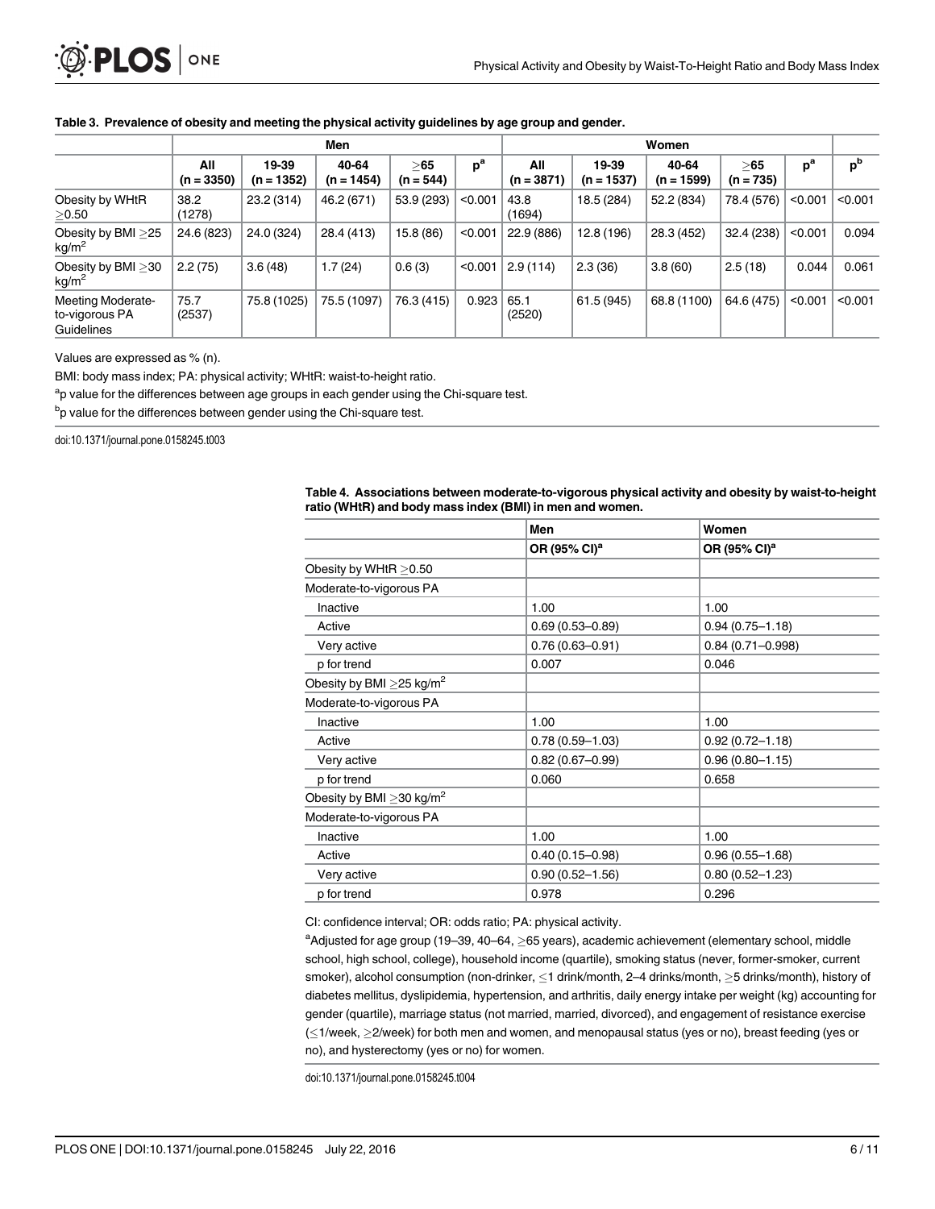**Table 3. Prevalence of obesity and meeting the physical activity guidelines by age group and gender.**

| | Men | | | | | Women | | | | | |
|---|---|---|---|---|---|---|---|---|---|---|---|
| | All (n = 3350) | 19-39 (n = 1352) | 40-64 (n = 1454) | ≥65 (n = 544) | p[a] | All (n = 3871) | 19-39 (n = 1537) | 40-64 (n = 1599) | ≥65 (n = 735) | p[a] | p[b] |
| Obesity by WHtR ≥0.50 | 38.2 (1278) | 23.2 (314) | 46.2 (671) | 53.9 (293) | <0.001 | 43.8 (1694) | 18.5 (284) | 52.2 (834) | 78.4 (576) | <0.001 | <0.001 |
| Obesity by BMI ≥25 kg/m² | 24.6 (823) | 24.0 (324) | 28.4 (413) | 15.8 (86) | <0.001 | 22.9 (886) | 12.8 (196) | 28.3 (452) | 32.4 (238) | <0.001 | 0.094 |
| Obesity by BMI ≥30 kg/m² | 2.2 (75) | 3.6 (48) | 1.7 (24) | 0.6 (3) | <0.001 | 2.9 (114) | 2.3 (36) | 3.8 (60) | 2.5 (18) | 0.044 | 0.061 |
| Meeting Moderate-to-vigorous PA Guidelines | 75.7 (2537) | 75.8 (1025) | 75.5 (1097) | 76.3 (415) | 0.923 | 65.1 (2520) | 61.5 (945) | 68.8 (1100) | 64.6 (475) | <0.001 | <0.001 |

Values are expressed as % (n).

BMI: body mass index; PA: physical activity; WHtR: waist-to-height ratio.

[a]p value for the differences between age groups in each gender using the Chi-square test.

[b]p value for the differences between gender using the Chi-square test.

doi:10.1371/journal.pone.0158245.t003

**Table 4. Associations between moderate-to-vigorous physical activity and obesity by waist-to-height ratio (WHtR) and body mass index (BMI) in men and women.**

| | Men | Women |
|---|---|---|
| | OR (95% CI)[a] | OR (95% CI)[a] |
| Obesity by WHtR ≥0.50 | | |
| Moderate-to-vigorous PA | | |
| Inactive | 1.00 | 1.00 |
| Active | 0.69 (0.53–0.89) | 0.94 (0.75–1.18) |
| Very active | 0.76 (0.63–0.91) | 0.84 (0.71–0.998) |
| p for trend | 0.007 | 0.046 |
| Obesity by BMI ≥25 kg/m² | | |
| Moderate-to-vigorous PA | | |
| Inactive | 1.00 | 1.00 |
| Active | 0.78 (0.59–1.03) | 0.92 (0.72–1.18) |
| Very active | 0.82 (0.67–0.99) | 0.96 (0.80–1.15) |
| p for trend | 0.060 | 0.658 |
| Obesity by BMI ≥30 kg/m² | | |
| Moderate-to-vigorous PA | | |
| Inactive | 1.00 | 1.00 |
| Active | 0.40 (0.15–0.98) | 0.96 (0.55–1.68) |
| Very active | 0.90 (0.52–1.56) | 0.80 (0.52–1.23) |
| p for trend | 0.978 | 0.296 |

CI: confidence interval; OR: odds ratio; PA: physical activity.

[a]Adjusted for age group (19–39, 40–64, ≥65 years), academic achievement (elementary school, middle school, high school, college), household income (quartile), smoking status (never, former-smoker, current smoker), alcohol consumption (non-drinker, ≤1 drink/month, 2–4 drinks/month, ≥5 drinks/month), history of diabetes mellitus, dyslipidemia, hypertension, and arthritis, daily energy intake per weight (kg) accounting for gender (quartile), marriage status (not married, married, divorced), and engagement of resistance exercise (≤1/week, ≥2/week) for both men and women, and menopausal status (yes or no), breast feeding (yes or no), and hysterectomy (yes or no) for women.

doi:10.1371/journal.pone.0158245.t004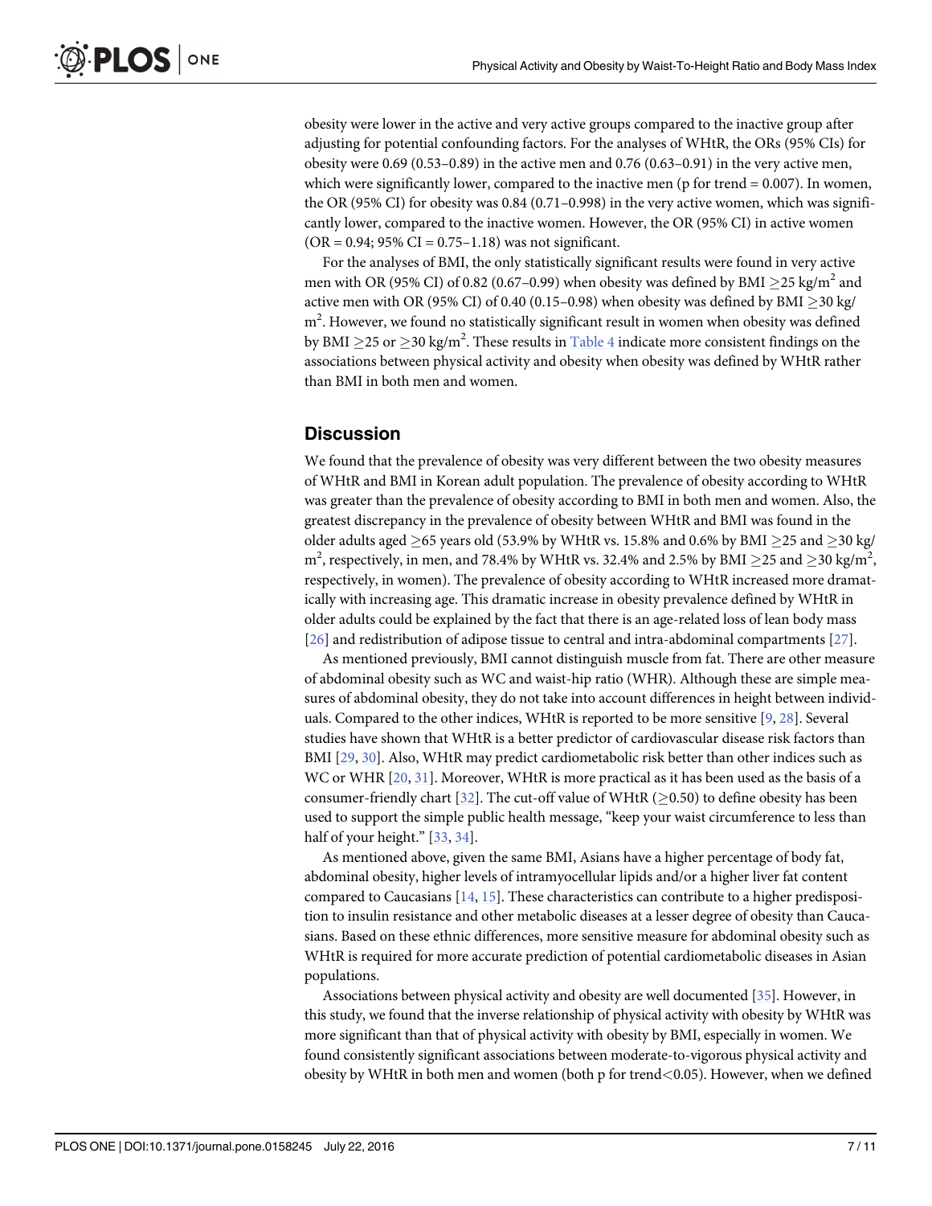obesity were lower in the active and very active groups compared to the inactive group after adjusting for potential confounding factors. For the analyses of WHtR, the ORs (95% CIs) for obesity were 0.69 (0.53–0.89) in the active men and 0.76 (0.63–0.91) in the very active men, which were significantly lower, compared to the inactive men (p for trend = 0.007). In women, the OR (95% CI) for obesity was 0.84 (0.71–0.998) in the very active women, which was significantly lower, compared to the inactive women. However, the OR (95% CI) in active women (OR = 0.94; 95% CI = 0.75–1.18) was not significant.

For the analyses of BMI, the only statistically significant results were found in very active men with OR (95% CI) of 0.82 (0.67–0.99) when obesity was defined by BMI $\geq$25 kg/m$^2$ and active men with OR (95% CI) of 0.40 (0.15–0.98) when obesity was defined by BMI $\geq$30 kg/m$^2$. However, we found no statistically significant result in women when obesity was defined by BMI $\geq$25 or $\geq$30 kg/m$^2$. These results in Table 4 indicate more consistent findings on the associations between physical activity and obesity when obesity was defined by WHtR rather than BMI in both men and women.

## Discussion

We found that the prevalence of obesity was very different between the two obesity measures of WHtR and BMI in Korean adult population. The prevalence of obesity according to WHtR was greater than the prevalence of obesity according to BMI in both men and women. Also, the greatest discrepancy in the prevalence of obesity between WHtR and BMI was found in the older adults aged $\geq$65 years old (53.9% by WHtR vs. 15.8% and 0.6% by BMI $\geq$25 and $\geq$30 kg/m$^2$, respectively, in men, and 78.4% by WHtR vs. 32.4% and 2.5% by BMI $\geq$25 and $\geq$30 kg/m$^2$, respectively, in women). The prevalence of obesity according to WHtR increased more dramatically with increasing age. This dramatic increase in obesity prevalence defined by WHtR in older adults could be explained by the fact that there is an age-related loss of lean body mass [26] and redistribution of adipose tissue to central and intra-abdominal compartments [27].

As mentioned previously, BMI cannot distinguish muscle from fat. There are other measure of abdominal obesity such as WC and waist-hip ratio (WHR). Although these are simple measures of abdominal obesity, they do not take into account differences in height between individuals. Compared to the other indices, WHtR is reported to be more sensitive [9, 28]. Several studies have shown that WHtR is a better predictor of cardiovascular disease risk factors than BMI [29, 30]. Also, WHtR may predict cardiometabolic risk better than other indices such as WC or WHR [20, 31]. Moreover, WHtR is more practical as it has been used as the basis of a consumer-friendly chart [32]. The cut-off value of WHtR ($\geq$0.50) to define obesity has been used to support the simple public health message, "keep your waist circumference to less than half of your height." [33, 34].

As mentioned above, given the same BMI, Asians have a higher percentage of body fat, abdominal obesity, higher levels of intramyocellular lipids and/or a higher liver fat content compared to Caucasians [14, 15]. These characteristics can contribute to a higher predisposition to insulin resistance and other metabolic diseases at a lesser degree of obesity than Caucasians. Based on these ethnic differences, more sensitive measure for abdominal obesity such as WHtR is required for more accurate prediction of potential cardiometabolic diseases in Asian populations.

Associations between physical activity and obesity are well documented [35]. However, in this study, we found that the inverse relationship of physical activity with obesity by WHtR was more significant than that of physical activity with obesity by BMI, especially in women. We found consistently significant associations between moderate-to-vigorous physical activity and obesity by WHtR in both men and women (both p for trend$<$0.05). However, when we defined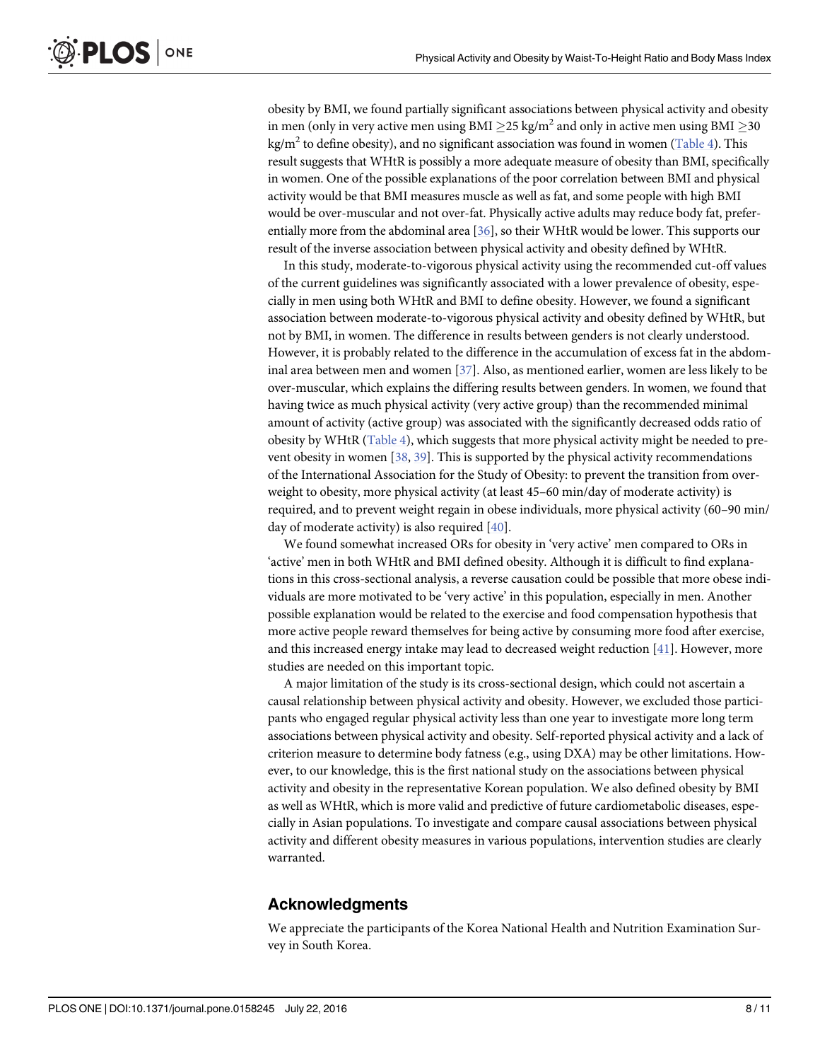obesity by BMI, we found partially significant associations between physical activity and obesity in men (only in very active men using BMI $\geq$25 kg/m$^2$ and only in active men using BMI $\geq$30 kg/m$^2$ to define obesity), and no significant association was found in women (Table 4). This result suggests that WHtR is possibly a more adequate measure of obesity than BMI, specifically in women. One of the possible explanations of the poor correlation between BMI and physical activity would be that BMI measures muscle as well as fat, and some people with high BMI would be over-muscular and not over-fat. Physically active adults may reduce body fat, preferentially more from the abdominal area [36], so their WHtR would be lower. This supports our result of the inverse association between physical activity and obesity defined by WHtR.

In this study, moderate-to-vigorous physical activity using the recommended cut-off values of the current guidelines was significantly associated with a lower prevalence of obesity, especially in men using both WHtR and BMI to define obesity. However, we found a significant association between moderate-to-vigorous physical activity and obesity defined by WHtR, but not by BMI, in women. The difference in results between genders is not clearly understood. However, it is probably related to the difference in the accumulation of excess fat in the abdominal area between men and women [37]. Also, as mentioned earlier, women are less likely to be over-muscular, which explains the differing results between genders. In women, we found that having twice as much physical activity (very active group) than the recommended minimal amount of activity (active group) was associated with the significantly decreased odds ratio of obesity by WHtR (Table 4), which suggests that more physical activity might be needed to prevent obesity in women [38, 39]. This is supported by the physical activity recommendations of the International Association for the Study of Obesity: to prevent the transition from overweight to obesity, more physical activity (at least 45–60 min/day of moderate activity) is required, and to prevent weight regain in obese individuals, more physical activity (60–90 min/day of moderate activity) is also required [40].

We found somewhat increased ORs for obesity in 'very active' men compared to ORs in 'active' men in both WHtR and BMI defined obesity. Although it is difficult to find explanations in this cross-sectional analysis, a reverse causation could be possible that more obese individuals are more motivated to be 'very active' in this population, especially in men. Another possible explanation would be related to the exercise and food compensation hypothesis that more active people reward themselves for being active by consuming more food after exercise, and this increased energy intake may lead to decreased weight reduction [41]. However, more studies are needed on this important topic.

A major limitation of the study is its cross-sectional design, which could not ascertain a causal relationship between physical activity and obesity. However, we excluded those participants who engaged regular physical activity less than one year to investigate more long term associations between physical activity and obesity. Self-reported physical activity and a lack of criterion measure to determine body fatness (e.g., using DXA) may be other limitations. However, to our knowledge, this is the first national study on the associations between physical activity and obesity in the representative Korean population. We also defined obesity by BMI as well as WHtR, which is more valid and predictive of future cardiometabolic diseases, especially in Asian populations. To investigate and compare causal associations between physical activity and different obesity measures in various populations, intervention studies are clearly warranted.

## Acknowledgments

We appreciate the participants of the Korea National Health and Nutrition Examination Survey in South Korea.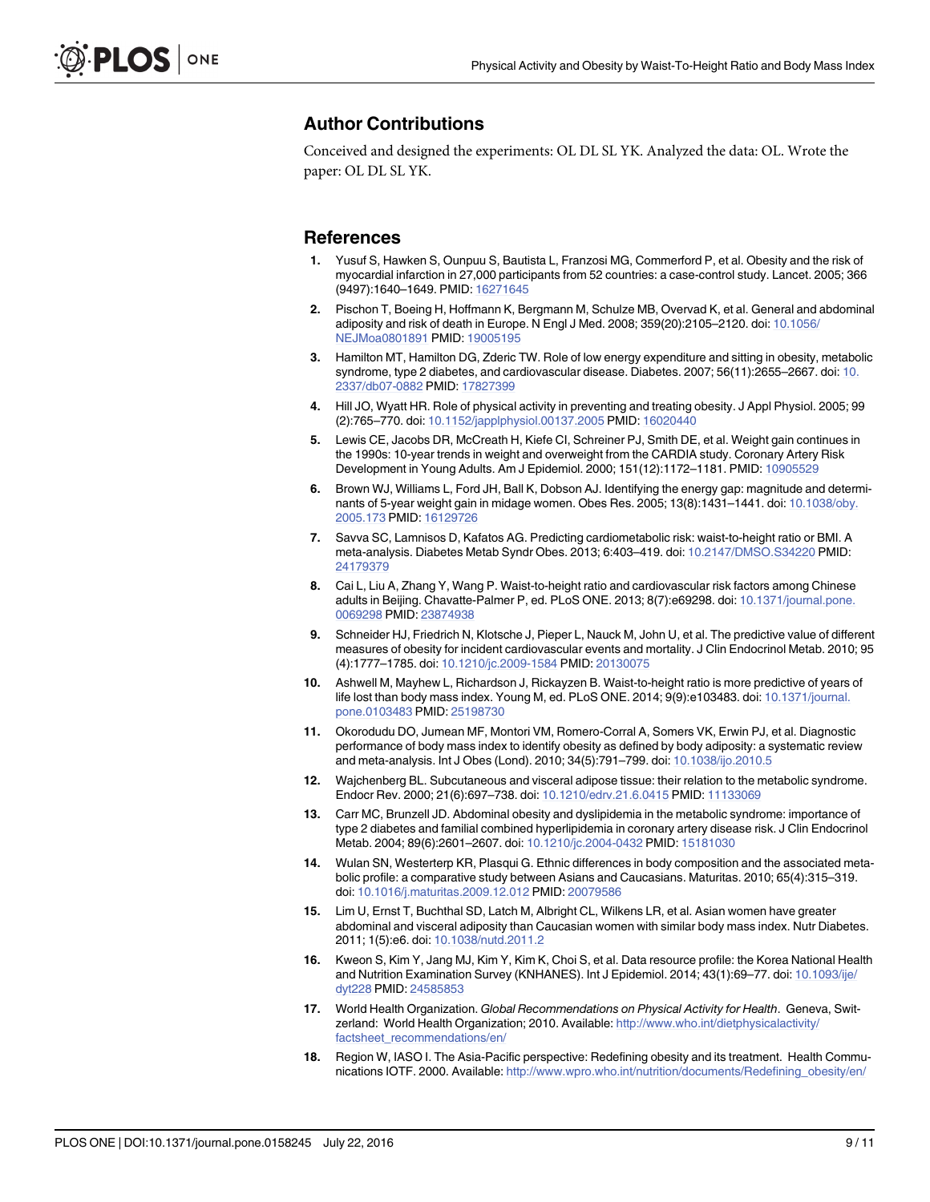## Author Contributions

Conceived and designed the experiments: OL DL SL YK. Analyzed the data: OL. Wrote the paper: OL DL SL YK.

## References

1. Yusuf S, Hawken S, Ounpuu S, Bautista L, Franzosi MG, Commerford P, et al. Obesity and the risk of myocardial infarction in 27,000 participants from 52 countries: a case-control study. Lancet. 2005; 366 (9497):1640–1649. PMID: 16271645
2. Pischon T, Boeing H, Hoffmann K, Bergmann M, Schulze MB, Overvad K, et al. General and abdominal adiposity and risk of death in Europe. N Engl J Med. 2008; 359(20):2105–2120. doi: 10.1056/NEJMoa0801891 PMID: 19005195
3. Hamilton MT, Hamilton DG, Zderic TW. Role of low energy expenditure and sitting in obesity, metabolic syndrome, type 2 diabetes, and cardiovascular disease. Diabetes. 2007; 56(11):2655–2667. doi: 10.2337/db07-0882 PMID: 17827399
4. Hill JO, Wyatt HR. Role of physical activity in preventing and treating obesity. J Appl Physiol. 2005; 99 (2):765–770. doi: 10.1152/japplphysiol.00137.2005 PMID: 16020440
5. Lewis CE, Jacobs DR, McCreath H, Kiefe CI, Schreiner PJ, Smith DE, et al. Weight gain continues in the 1990s: 10-year trends in weight and overweight from the CARDIA study. Coronary Artery Risk Development in Young Adults. Am J Epidemiol. 2000; 151(12):1172–1181. PMID: 10905529
6. Brown WJ, Williams L, Ford JH, Ball K, Dobson AJ. Identifying the energy gap: magnitude and determinants of 5-year weight gain in midage women. Obes Res. 2005; 13(8):1431–1441. doi: 10.1038/oby.2005.173 PMID: 16129726
7. Savva SC, Lamnisos D, Kafatos AG. Predicting cardiometabolic risk: waist-to-height ratio or BMI. A meta-analysis. Diabetes Metab Syndr Obes. 2013; 6:403–419. doi: 10.2147/DMSO.S34220 PMID: 24179379
8. Cai L, Liu A, Zhang Y, Wang P. Waist-to-height ratio and cardiovascular risk factors among Chinese adults in Beijing. Chavatte-Palmer P, ed. PLoS ONE. 2013; 8(7):e69298. doi: 10.1371/journal.pone.0069298 PMID: 23874938
9. Schneider HJ, Friedrich N, Klotsche J, Pieper L, Nauck M, John U, et al. The predictive value of different measures of obesity for incident cardiovascular events and mortality. J Clin Endocrinol Metab. 2010; 95 (4):1777–1785. doi: 10.1210/jc.2009-1584 PMID: 20130075
10. Ashwell M, Mayhew L, Richardson J, Rickayzen B. Waist-to-height ratio is more predictive of years of life lost than body mass index. Young M, ed. PLoS ONE. 2014; 9(9):e103483. doi: 10.1371/journal.pone.0103483 PMID: 25198730
11. Okorodudu DO, Jumean MF, Montori VM, Romero-Corral A, Somers VK, Erwin PJ, et al. Diagnostic performance of body mass index to identify obesity as defined by body adiposity: a systematic review and meta-analysis. Int J Obes (Lond). 2010; 34(5):791–799. doi: 10.1038/ijo.2010.5
12. Wajchenberg BL. Subcutaneous and visceral adipose tissue: their relation to the metabolic syndrome. Endocr Rev. 2000; 21(6):697–738. doi: 10.1210/edrv.21.6.0415 PMID: 11133069
13. Carr MC, Brunzell JD. Abdominal obesity and dyslipidemia in the metabolic syndrome: importance of type 2 diabetes and familial combined hyperlipidemia in coronary artery disease risk. J Clin Endocrinol Metab. 2004; 89(6):2601–2607. doi: 10.1210/jc.2004-0432 PMID: 15181030
14. Wulan SN, Westerterp KR, Plasqui G. Ethnic differences in body composition and the associated metabolic profile: a comparative study between Asians and Caucasians. Maturitas. 2010; 65(4):315–319. doi: 10.1016/j.maturitas.2009.12.012 PMID: 20079586
15. Lim U, Ernst T, Buchthal SD, Latch M, Albright CL, Wilkens LR, et al. Asian women have greater abdominal and visceral adiposity than Caucasian women with similar body mass index. Nutr Diabetes. 2011; 1(5):e6. doi: 10.1038/nutd.2011.2
16. Kweon S, Kim Y, Jang MJ, Kim Y, Kim K, Choi S, et al. Data resource profile: the Korea National Health and Nutrition Examination Survey (KNHANES). Int J Epidemiol. 2014; 43(1):69–77. doi: 10.1093/ije/dyt228 PMID: 24585853
17. World Health Organization. *Global Recommendations on Physical Activity for Health*. Geneva, Switzerland: World Health Organization; 2010. Available: http://www.who.int/dietphysicalactivity/factsheet_recommendations/en/
18. Region W, IASO I. The Asia-Pacific perspective: Redefining obesity and its treatment. Health Communications IOTF. 2000. Available: http://www.wpro.who.int/nutrition/documents/Redefining_obesity/en/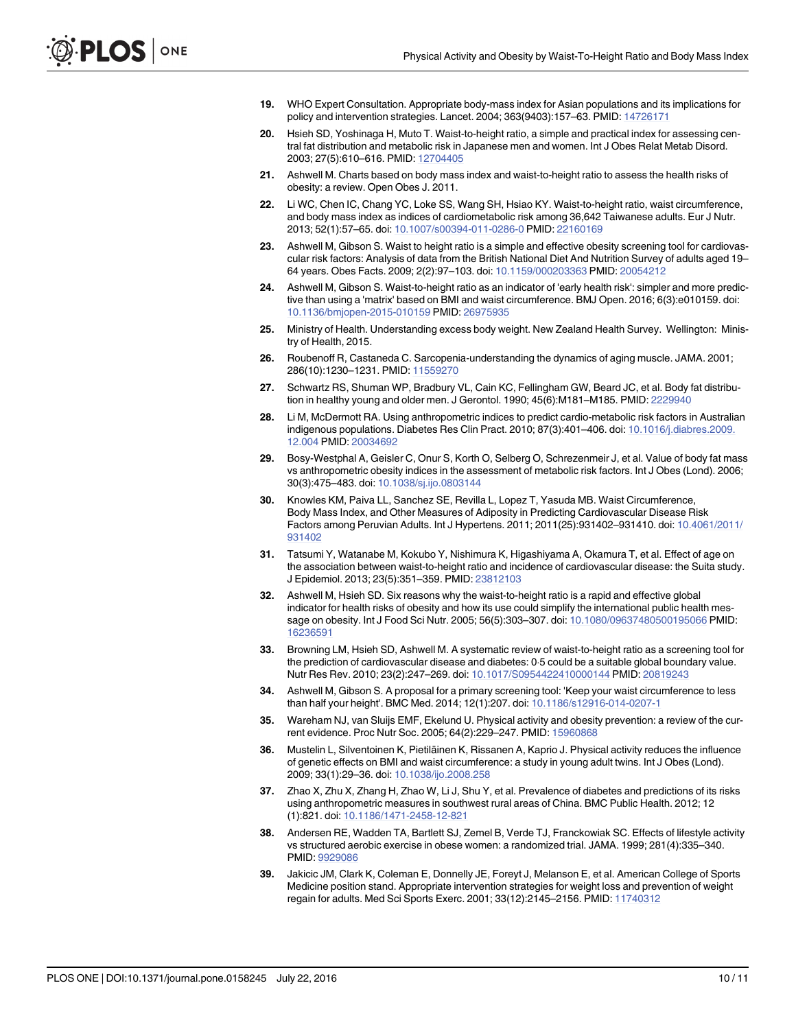19. WHO Expert Consultation. Appropriate body-mass index for Asian populations and its implications for policy and intervention strategies. Lancet. 2004; 363(9403):157–63. PMID: 14726171

20. Hsieh SD, Yoshinaga H, Muto T. Waist-to-height ratio, a simple and practical index for assessing central fat distribution and metabolic risk in Japanese men and women. Int J Obes Relat Metab Disord. 2003; 27(5):610–616. PMID: 12704405

21. Ashwell M. Charts based on body mass index and waist-to-height ratio to assess the health risks of obesity: a review. Open Obes J. 2011.

22. Li WC, Chen IC, Chang YC, Loke SS, Wang SH, Hsiao KY. Waist-to-height ratio, waist circumference, and body mass index as indices of cardiometabolic risk among 36,642 Taiwanese adults. Eur J Nutr. 2013; 52(1):57–65. doi: 10.1007/s00394-011-0286-0 PMID: 22160169

23. Ashwell M, Gibson S. Waist to height ratio is a simple and effective obesity screening tool for cardiovascular risk factors: Analysis of data from the British National Diet And Nutrition Survey of adults aged 19–64 years. Obes Facts. 2009; 2(2):97–103. doi: 10.1159/000203363 PMID: 20054212

24. Ashwell M, Gibson S. Waist-to-height ratio as an indicator of 'early health risk': simpler and more predictive than using a 'matrix' based on BMI and waist circumference. BMJ Open. 2016; 6(3):e010159. doi: 10.1136/bmjopen-2015-010159 PMID: 26975935

25. Ministry of Health. Understanding excess body weight. New Zealand Health Survey. Wellington: Ministry of Health, 2015.

26. Roubenoff R, Castaneda C. Sarcopenia-understanding the dynamics of aging muscle. JAMA. 2001; 286(10):1230–1231. PMID: 11559270

27. Schwartz RS, Shuman WP, Bradbury VL, Cain KC, Fellingham GW, Beard JC, et al. Body fat distribution in healthy young and older men. J Gerontol. 1990; 45(6):M181–M185. PMID: 2229940

28. Li M, McDermott RA. Using anthropometric indices to predict cardio-metabolic risk factors in Australian indigenous populations. Diabetes Res Clin Pract. 2010; 87(3):401–406. doi: 10.1016/j.diabres.2009.12.004 PMID: 20034692

29. Bosy-Westphal A, Geisler C, Onur S, Korth O, Selberg O, Schrezenmeir J, et al. Value of body fat mass vs anthropometric obesity indices in the assessment of metabolic risk factors. Int J Obes (Lond). 2006; 30(3):475–483. doi: 10.1038/sj.ijo.0803144

30. Knowles KM, Paiva LL, Sanchez SE, Revilla L, Lopez T, Yasuda MB. Waist Circumference, Body Mass Index, and Other Measures of Adiposity in Predicting Cardiovascular Disease Risk Factors among Peruvian Adults. Int J Hypertens. 2011; 2011(25):931402–931410. doi: 10.4061/2011/931402

31. Tatsumi Y, Watanabe M, Kokubo Y, Nishimura K, Higashiyama A, Okamura T, et al. Effect of age on the association between waist-to-height ratio and incidence of cardiovascular disease: the Suita study. J Epidemiol. 2013; 23(5):351–359. PMID: 23812103

32. Ashwell M, Hsieh SD. Six reasons why the waist-to-height ratio is a rapid and effective global indicator for health risks of obesity and how its use could simplify the international public health message on obesity. Int J Food Sci Nutr. 2005; 56(5):303–307. doi: 10.1080/09637480500195066 PMID: 16236591

33. Browning LM, Hsieh SD, Ashwell M. A systematic review of waist-to-height ratio as a screening tool for the prediction of cardiovascular disease and diabetes: 0·5 could be a suitable global boundary value. Nutr Res Rev. 2010; 23(2):247–269. doi: 10.1017/S0954422410000144 PMID: 20819243

34. Ashwell M, Gibson S. A proposal for a primary screening tool: 'Keep your waist circumference to less than half your height'. BMC Med. 2014; 12(1):207. doi: 10.1186/s12916-014-0207-1

35. Wareham NJ, van Sluijs EMF, Ekelund U. Physical activity and obesity prevention: a review of the current evidence. Proc Nutr Soc. 2005; 64(2):229–247. PMID: 15960868

36. Mustelin L, Silventoinen K, Pietiläinen K, Rissanen A, Kaprio J. Physical activity reduces the influence of genetic effects on BMI and waist circumference: a study in young adult twins. Int J Obes (Lond). 2009; 33(1):29–36. doi: 10.1038/ijo.2008.258

37. Zhao X, Zhu X, Zhang H, Zhao W, Li J, Shu Y, et al. Prevalence of diabetes and predictions of its risks using anthropometric measures in southwest rural areas of China. BMC Public Health. 2012; 12 (1):821. doi: 10.1186/1471-2458-12-821

38. Andersen RE, Wadden TA, Bartlett SJ, Zemel B, Verde TJ, Franckowiak SC. Effects of lifestyle activity vs structured aerobic exercise in obese women: a randomized trial. JAMA. 1999; 281(4):335–340. PMID: 9929086

39. Jakicic JM, Clark K, Coleman E, Donnelly JE, Foreyt J, Melanson E, et al. American College of Sports Medicine position stand. Appropriate intervention strategies for weight loss and prevention of weight regain for adults. Med Sci Sports Exerc. 2001; 33(12):2145–2156. PMID: 11740312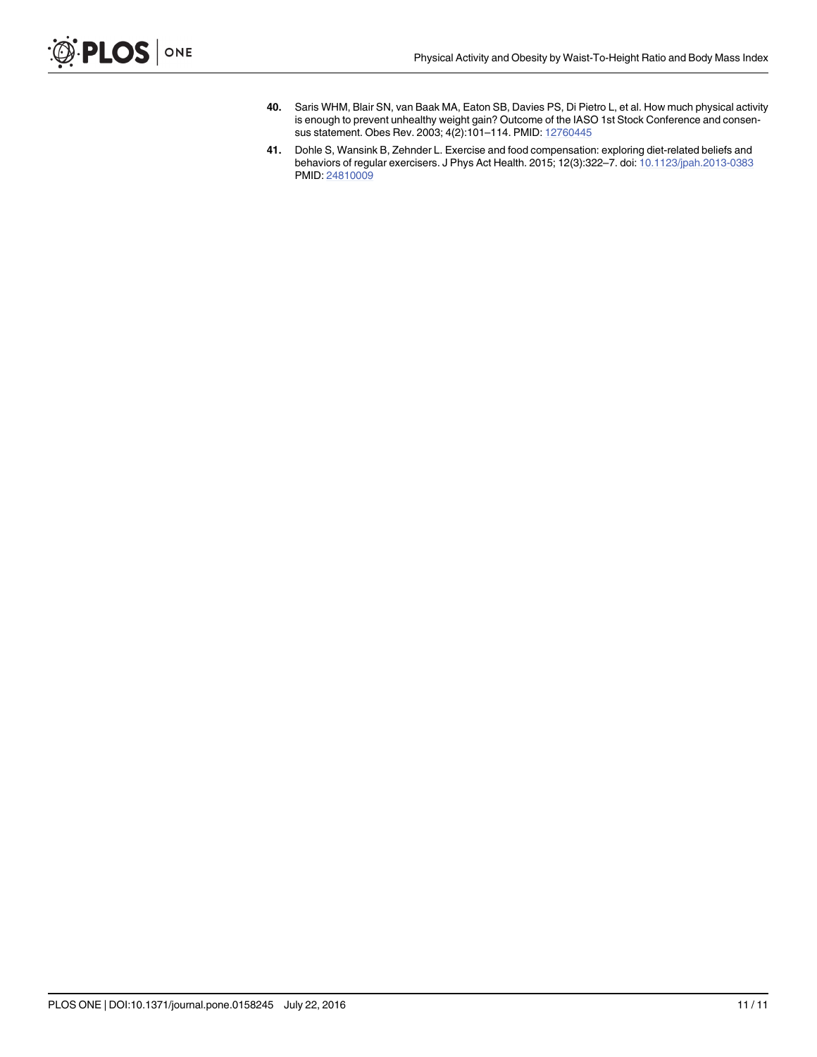40. Saris WHM, Blair SN, van Baak MA, Eaton SB, Davies PS, Di Pietro L, et al. How much physical activity is enough to prevent unhealthy weight gain? Outcome of the IASO 1st Stock Conference and consensus statement. Obes Rev. 2003; 4(2):101–114. PMID: 12760445

41. Dohle S, Wansink B, Zehnder L. Exercise and food compensation: exploring diet-related beliefs and behaviors of regular exercisers. J Phys Act Health. 2015; 12(3):322–7. doi: 10.1123/jpah.2013-0383 PMID: 24810009